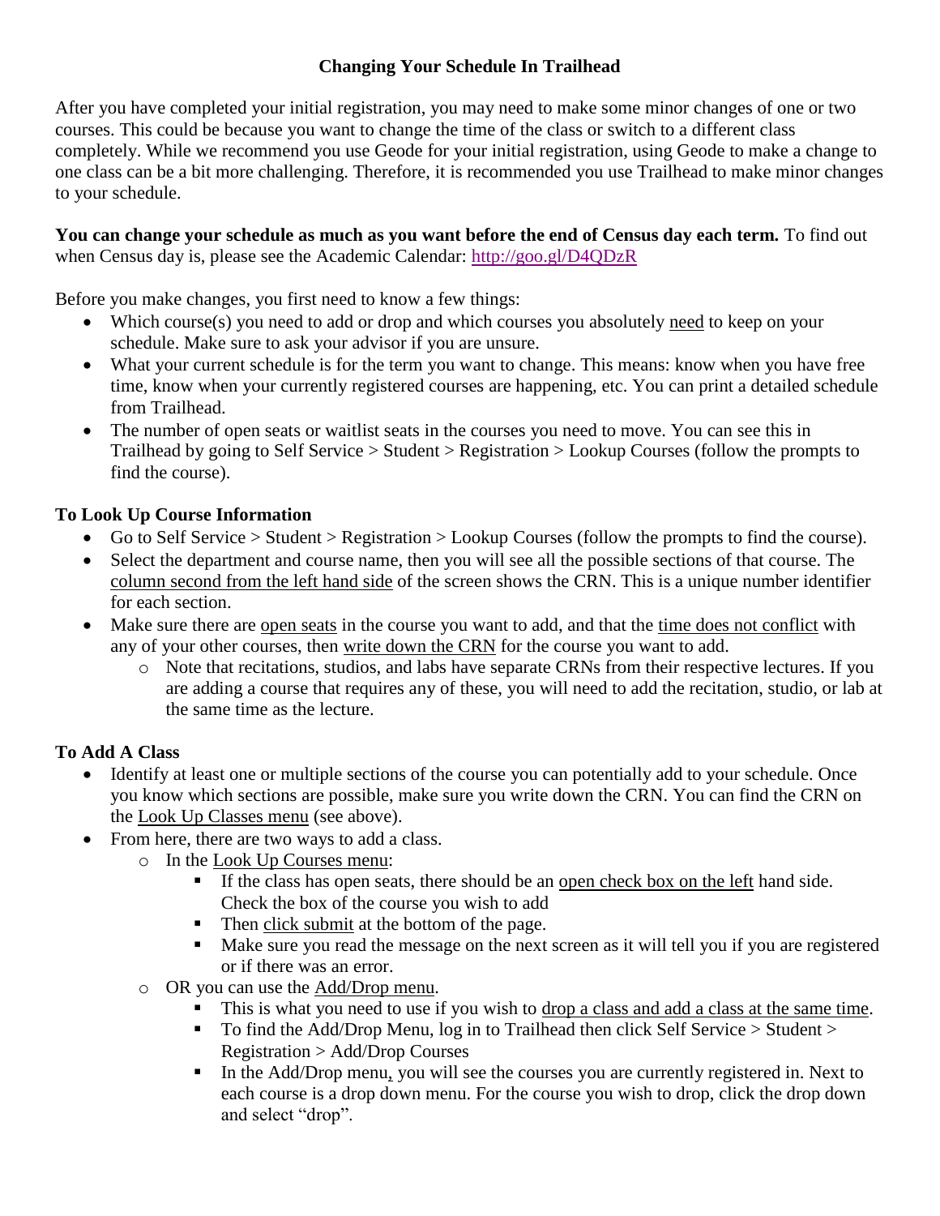# Changing Your Schedule In Trailhead

After you have completed your initial registration, you may need to make some minor changes of one or two courses. This could be because you want to change the time of the class or switch to a different class completely. While we recommend you use Geode for your initial registration, using Geode to make a change to one class can be a bit more challenging. Therefore, it is recommended you use Trailhead to make minor changes to your schedule.

**You can change your schedule as much as you want before the end of Census day each term.** To find out when Census day is, please see the Academic Calendar: http://goo.gl/D4QDzR

Before you make changes, you first need to know a few things:

- Which course(s) you need to add or drop and which courses you absolutely need to keep on your schedule. Make sure to ask your advisor if you are unsure.
- What your current schedule is for the term you want to change. This means: know when you have free time, know when your currently registered courses are happening, etc. You can print a detailed schedule from Trailhead.
- The number of open seats or waitlist seats in the courses you need to move. You can see this in Trailhead by going to Self Service > Student > Registration > Lookup Courses (follow the prompts to find the course).

## To Look Up Course Information

- Go to Self Service > Student > Registration > Lookup Courses (follow the prompts to find the course).
- Select the department and course name, then you will see all the possible sections of that course. The column second from the left hand side of the screen shows the CRN. This is a unique number identifier for each section.
- Make sure there are open seats in the course you want to add, and that the time does not conflict with any of your other courses, then write down the CRN for the course you want to add.
  - Note that recitations, studios, and labs have separate CRNs from their respective lectures. If you are adding a course that requires any of these, you will need to add the recitation, studio, or lab at the same time as the lecture.

## To Add A Class

- Identify at least one or multiple sections of the course you can potentially add to your schedule. Once you know which sections are possible, make sure you write down the CRN. You can find the CRN on the Look Up Classes menu (see above).
- From here, there are two ways to add a class.
  - In the Look Up Courses menu:
    - If the class has open seats, there should be an open check box on the left hand side. Check the box of the course you wish to add
    - Then click submit at the bottom of the page.
    - Make sure you read the message on the next screen as it will tell you if you are registered or if there was an error.
  - OR you can use the Add/Drop menu.
    - This is what you need to use if you wish to drop a class and add a class at the same time.
    - To find the Add/Drop Menu, log in to Trailhead then click Self Service > Student > Registration > Add/Drop Courses
    - In the Add/Drop menu, you will see the courses you are currently registered in. Next to each course is a drop down menu. For the course you wish to drop, click the drop down and select "drop".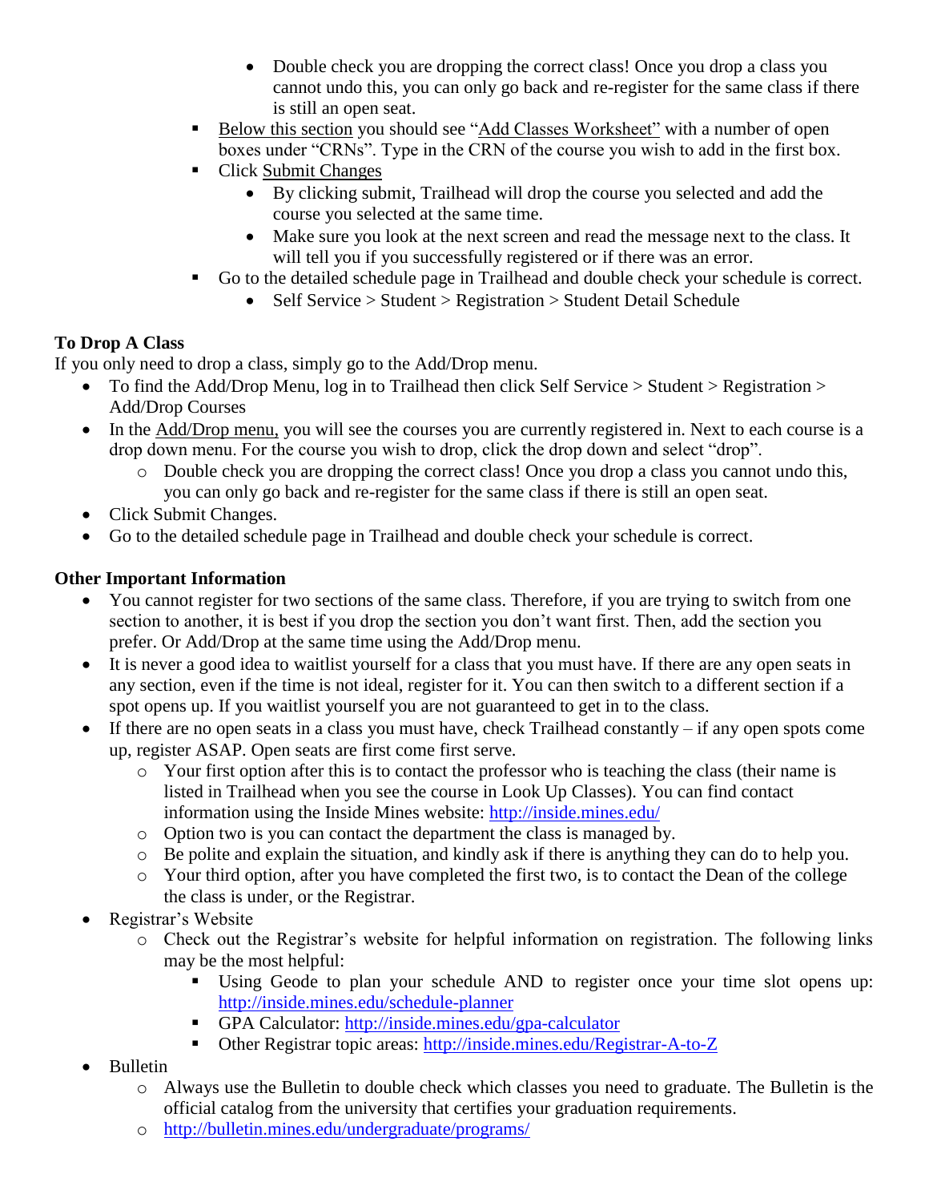- Double check you are dropping the correct class! Once you drop a class you cannot undo this, you can only go back and re-register for the same class if there is still an open seat.
    - Below this section you should see "Add Classes Worksheet" with a number of open boxes under "CRNs". Type in the CRN of the course you wish to add in the first box.
    - Click Submit Changes
        - By clicking submit, Trailhead will drop the course you selected and add the course you selected at the same time.
        - Make sure you look at the next screen and read the message next to the class. It will tell you if you successfully registered or if there was an error.
    - Go to the detailed schedule page in Trailhead and double check your schedule is correct.
        - Self Service > Student > Registration > Student Detail Schedule

**To Drop A Class**

If you only need to drop a class, simply go to the Add/Drop menu.

- To find the Add/Drop Menu, log in to Trailhead then click Self Service > Student > Registration > Add/Drop Courses
- In the Add/Drop menu, you will see the courses you are currently registered in. Next to each course is a drop down menu. For the course you wish to drop, click the drop down and select "drop".
    - Double check you are dropping the correct class! Once you drop a class you cannot undo this, you can only go back and re-register for the same class if there is still an open seat.
- Click Submit Changes.
- Go to the detailed schedule page in Trailhead and double check your schedule is correct.

**Other Important Information**

- You cannot register for two sections of the same class. Therefore, if you are trying to switch from one section to another, it is best if you drop the section you don't want first. Then, add the section you prefer. Or Add/Drop at the same time using the Add/Drop menu.
- It is never a good idea to waitlist yourself for a class that you must have. If there are any open seats in any section, even if the time is not ideal, register for it. You can then switch to a different section if a spot opens up. If you waitlist yourself you are not guaranteed to get in to the class.
- If there are no open seats in a class you must have, check Trailhead constantly – if any open spots come up, register ASAP. Open seats are first come first serve.
    - Your first option after this is to contact the professor who is teaching the class (their name is listed in Trailhead when you see the course in Look Up Classes). You can find contact information using the Inside Mines website: http://inside.mines.edu/
    - Option two is you can contact the department the class is managed by.
    - Be polite and explain the situation, and kindly ask if there is anything they can do to help you.
    - Your third option, after you have completed the first two, is to contact the Dean of the college the class is under, or the Registrar.
- Registrar's Website
    - Check out the Registrar's website for helpful information on registration. The following links may be the most helpful:
        - Using Geode to plan your schedule AND to register once your time slot opens up: http://inside.mines.edu/schedule-planner
        - GPA Calculator: http://inside.mines.edu/gpa-calculator
        - Other Registrar topic areas: http://inside.mines.edu/Registrar-A-to-Z
- Bulletin
    - Always use the Bulletin to double check which classes you need to graduate. The Bulletin is the official catalog from the university that certifies your graduation requirements.
    - http://bulletin.mines.edu/undergraduate/programs/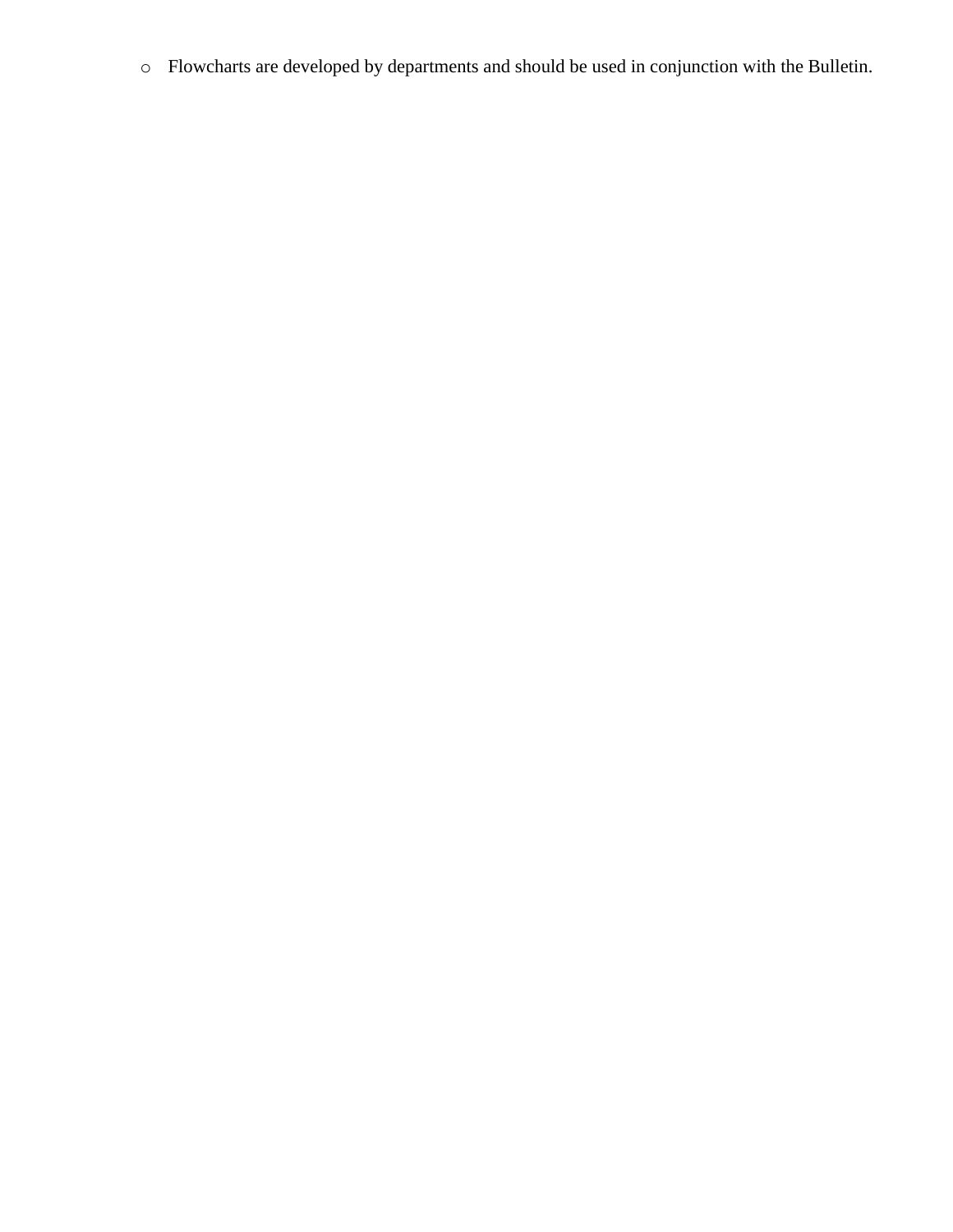- Flowcharts are developed by departments and should be used in conjunction with the Bulletin.